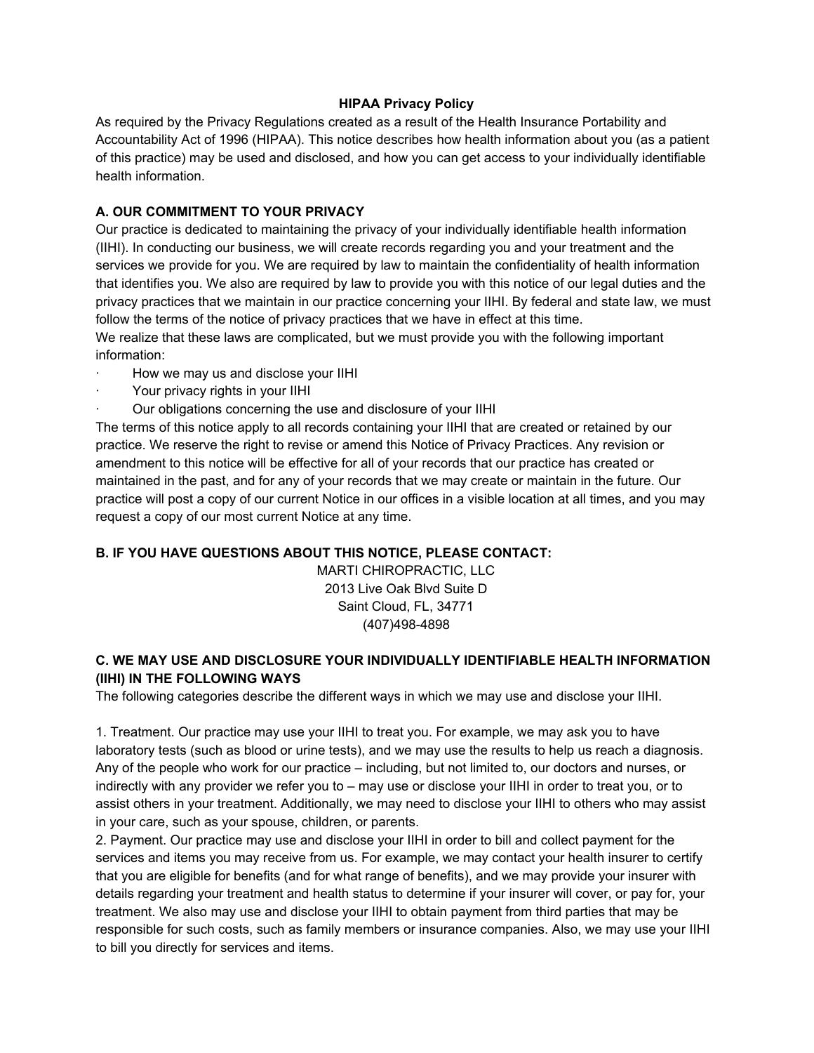# HIPAA Privacy Policy

As required by the Privacy Regulations created as a result of the Health Insurance Portability and Accountability Act of 1996 (HIPAA). This notice describes how health information about you (as a patient of this practice) may be used and disclosed, and how you can get access to your individually identifiable health information.

## A. OUR COMMITMENT TO YOUR PRIVACY

Our practice is dedicated to maintaining the privacy of your individually identifiable health information (IIHI). In conducting our business, we will create records regarding you and your treatment and the services we provide for you. We are required by law to maintain the confidentiality of health information that identifies you. We also are required by law to provide you with this notice of our legal duties and the privacy practices that we maintain in our practice concerning your IIHI. By federal and state law, we must follow the terms of the notice of privacy practices that we have in effect at this time.

We realize that these laws are complicated, but we must provide you with the following important information:

- How we may us and disclose your IIHI
- Your privacy rights in your IIHI
- Our obligations concerning the use and disclosure of your IIHI

The terms of this notice apply to all records containing your IIHI that are created or retained by our practice. We reserve the right to revise or amend this Notice of Privacy Practices. Any revision or amendment to this notice will be effective for all of your records that our practice has created or maintained in the past, and for any of your records that we may create or maintain in the future. Our practice will post a copy of our current Notice in our offices in a visible location at all times, and you may request a copy of our most current Notice at any time.

## B. IF YOU HAVE QUESTIONS ABOUT THIS NOTICE, PLEASE CONTACT:

MARTI CHIROPRACTIC, LLC
2013 Live Oak Blvd Suite D
Saint Cloud, FL, 34771
(407)498-4898

## C. WE MAY USE AND DISCLOSURE YOUR INDIVIDUALLY IDENTIFIABLE HEALTH INFORMATION (IIHI) IN THE FOLLOWING WAYS

The following categories describe the different ways in which we may use and disclose your IIHI.

1. Treatment. Our practice may use your IIHI to treat you. For example, we may ask you to have laboratory tests (such as blood or urine tests), and we may use the results to help us reach a diagnosis. Any of the people who work for our practice – including, but not limited to, our doctors and nurses, or indirectly with any provider we refer you to – may use or disclose your IIHI in order to treat you, or to assist others in your treatment. Additionally, we may need to disclose your IIHI to others who may assist in your care, such as your spouse, children, or parents.
2. Payment. Our practice may use and disclose your IIHI in order to bill and collect payment for the services and items you may receive from us. For example, we may contact your health insurer to certify that you are eligible for benefits (and for what range of benefits), and we may provide your insurer with details regarding your treatment and health status to determine if your insurer will cover, or pay for, your treatment. We also may use and disclose your IIHI to obtain payment from third parties that may be responsible for such costs, such as family members or insurance companies. Also, we may use your IIHI to bill you directly for services and items.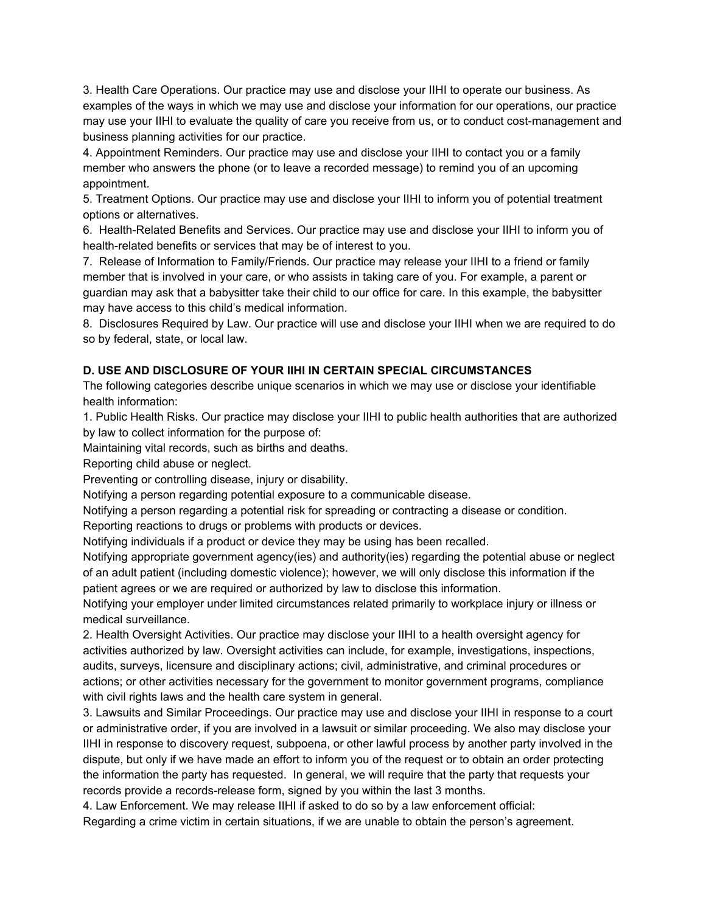3. Health Care Operations. Our practice may use and disclose your IIHI to operate our business. As examples of the ways in which we may use and disclose your information for our operations, our practice may use your IIHI to evaluate the quality of care you receive from us, or to conduct cost-management and business planning activities for our practice.

4. Appointment Reminders. Our practice may use and disclose your IIHI to contact you or a family member who answers the phone (or to leave a recorded message) to remind you of an upcoming appointment.

5. Treatment Options. Our practice may use and disclose your IIHI to inform you of potential treatment options or alternatives.

6. Health-Related Benefits and Services. Our practice may use and disclose your IIHI to inform you of health-related benefits or services that may be of interest to you.

7. Release of Information to Family/Friends. Our practice may release your IIHI to a friend or family member that is involved in your care, or who assists in taking care of you. For example, a parent or guardian may ask that a babysitter take their child to our office for care. In this example, the babysitter may have access to this child's medical information.

8. Disclosures Required by Law. Our practice will use and disclose your IIHI when we are required to do so by federal, state, or local law.

**D. USE AND DISCLOSURE OF YOUR IIHI IN CERTAIN SPECIAL CIRCUMSTANCES**

The following categories describe unique scenarios in which we may use or disclose your identifiable health information:

1. Public Health Risks. Our practice may disclose your IIHI to public health authorities that are authorized by law to collect information for the purpose of:

Maintaining vital records, such as births and deaths.

Reporting child abuse or neglect.

Preventing or controlling disease, injury or disability.

Notifying a person regarding potential exposure to a communicable disease.

Notifying a person regarding a potential risk for spreading or contracting a disease or condition.

Reporting reactions to drugs or problems with products or devices.

Notifying individuals if a product or device they may be using has been recalled.

Notifying appropriate government agency(ies) and authority(ies) regarding the potential abuse or neglect of an adult patient (including domestic violence); however, we will only disclose this information if the patient agrees or we are required or authorized by law to disclose this information.

Notifying your employer under limited circumstances related primarily to workplace injury or illness or medical surveillance.

2. Health Oversight Activities. Our practice may disclose your IIHI to a health oversight agency for activities authorized by law. Oversight activities can include, for example, investigations, inspections, audits, surveys, licensure and disciplinary actions; civil, administrative, and criminal procedures or actions; or other activities necessary for the government to monitor government programs, compliance with civil rights laws and the health care system in general.

3. Lawsuits and Similar Proceedings. Our practice may use and disclose your IIHI in response to a court or administrative order, if you are involved in a lawsuit or similar proceeding. We also may disclose your IIHI in response to discovery request, subpoena, or other lawful process by another party involved in the dispute, but only if we have made an effort to inform you of the request or to obtain an order protecting the information the party has requested. In general, we will require that the party that requests your records provide a records-release form, signed by you within the last 3 months.

4. Law Enforcement. We may release IIHI if asked to do so by a law enforcement official:

Regarding a crime victim in certain situations, if we are unable to obtain the person's agreement.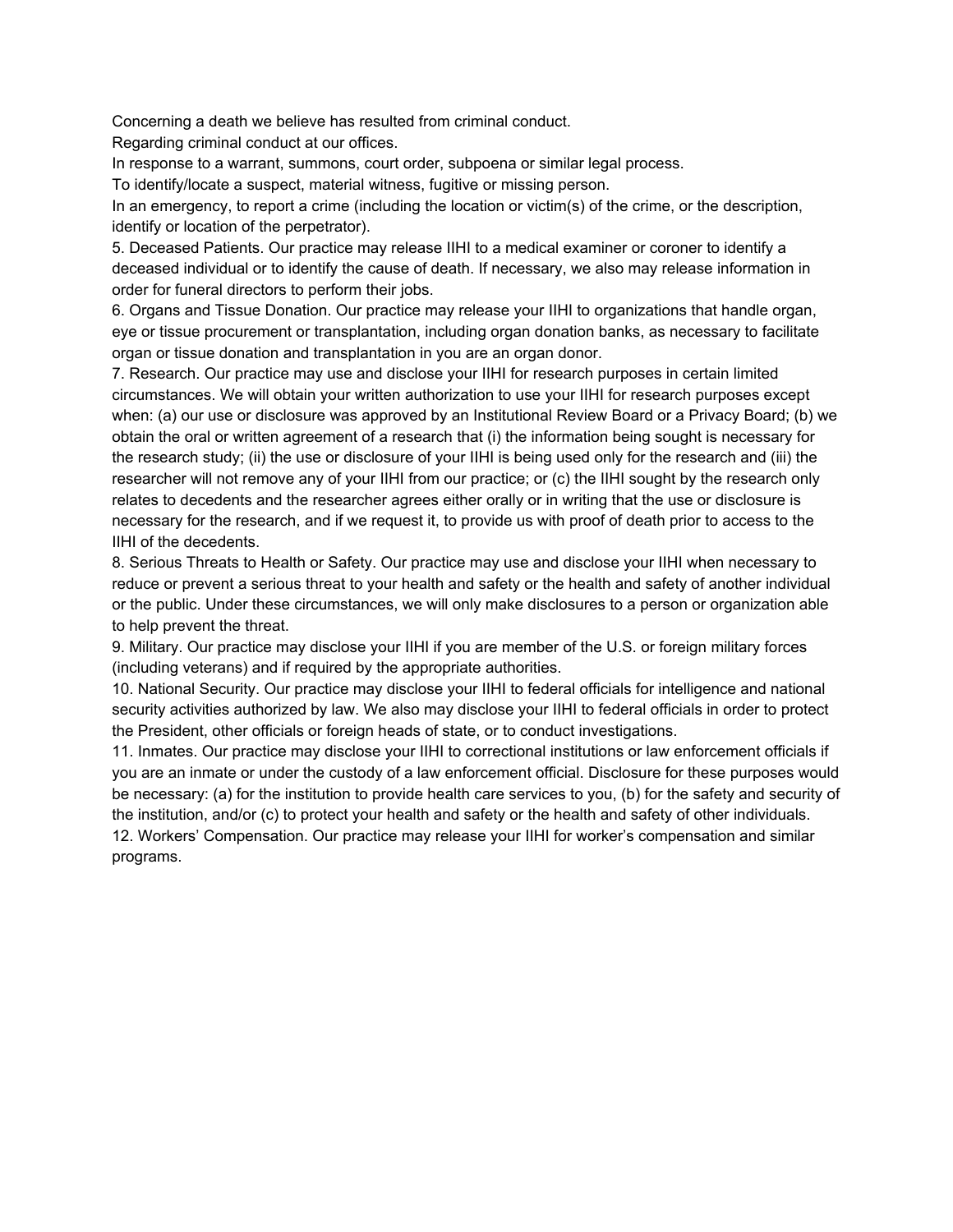Concerning a death we believe has resulted from criminal conduct.

Regarding criminal conduct at our offices.

In response to a warrant, summons, court order, subpoena or similar legal process.

To identify/locate a suspect, material witness, fugitive or missing person.

In an emergency, to report a crime (including the location or victim(s) of the crime, or the description, identify or location of the perpetrator).

5. Deceased Patients. Our practice may release IIHI to a medical examiner or coroner to identify a deceased individual or to identify the cause of death. If necessary, we also may release information in order for funeral directors to perform their jobs.
6. Organs and Tissue Donation. Our practice may release your IIHI to organizations that handle organ, eye or tissue procurement or transplantation, including organ donation banks, as necessary to facilitate organ or tissue donation and transplantation in you are an organ donor.
7. Research. Our practice may use and disclose your IIHI for research purposes in certain limited circumstances. We will obtain your written authorization to use your IIHI for research purposes except when: (a) our use or disclosure was approved by an Institutional Review Board or a Privacy Board; (b) we obtain the oral or written agreement of a research that (i) the information being sought is necessary for the research study; (ii) the use or disclosure of your IIHI is being used only for the research and (iii) the researcher will not remove any of your IIHI from our practice; or (c) the IIHI sought by the research only relates to decedents and the researcher agrees either orally or in writing that the use or disclosure is necessary for the research, and if we request it, to provide us with proof of death prior to access to the IIHI of the decedents.
8. Serious Threats to Health or Safety. Our practice may use and disclose your IIHI when necessary to reduce or prevent a serious threat to your health and safety or the health and safety of another individual or the public. Under these circumstances, we will only make disclosures to a person or organization able to help prevent the threat.
9. Military. Our practice may disclose your IIHI if you are member of the U.S. or foreign military forces (including veterans) and if required by the appropriate authorities.
10. National Security. Our practice may disclose your IIHI to federal officials for intelligence and national security activities authorized by law. We also may disclose your IIHI to federal officials in order to protect the President, other officials or foreign heads of state, or to conduct investigations.
11. Inmates. Our practice may disclose your IIHI to correctional institutions or law enforcement officials if you are an inmate or under the custody of a law enforcement official. Disclosure for these purposes would be necessary: (a) for the institution to provide health care services to you, (b) for the safety and security of the institution, and/or (c) to protect your health and safety or the health and safety of other individuals.
12. Workers' Compensation. Our practice may release your IIHI for worker's compensation and similar programs.